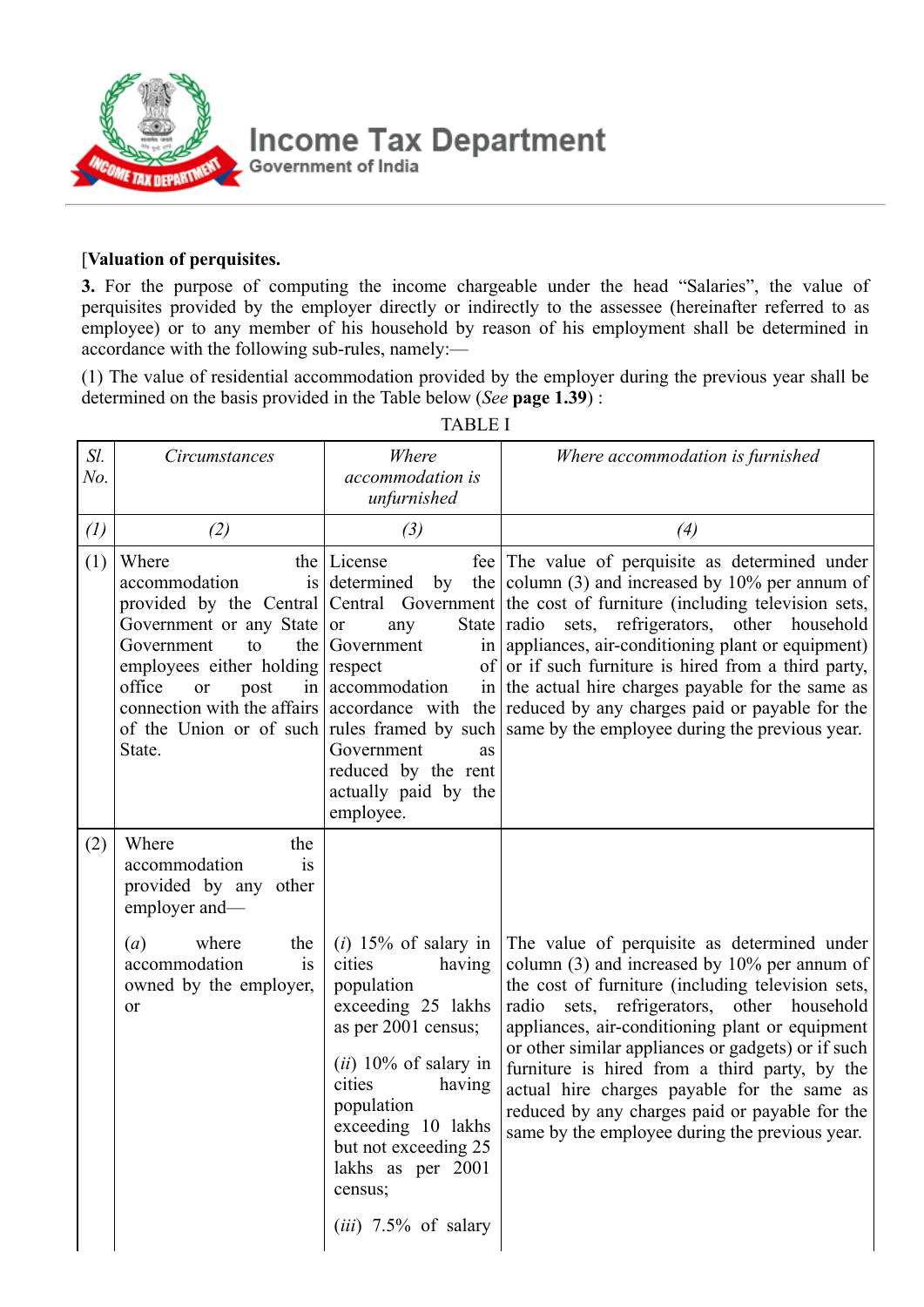[**Valuation of perquisites.**

**3.** For the purpose of computing the income chargeable under the head "Salaries", the value of perquisites provided by the employer directly or indirectly to the assessee (hereinafter referred to as employee) or to any member of his household by reason of his employment shall be determined in accordance with the following sub-rules, namely:—

(1) The value of residential accommodation provided by the employer during the previous year shall be determined on the basis provided in the Table below (*See* **page 1.39**) :

TABLE I

| *Sl. No.* | *Circumstances* | *Where accommodation is unfurnished* | *Where accommodation is furnished* |
|---|---|---|---|
| *(1)* | *(2)* | *(3)* | *(4)* |
| (1) | Where the accommodation is provided by the Central Government or any State Government to the employees either holding office or post in connection with the affairs of the Union or of such State. | License fee determined by the Central Government or any State Government in respect of accommodation in accordance with the rules framed by such Government as reduced by the rent actually paid by the employee. | The value of perquisite as determined under column (3) and increased by 10% per annum of the cost of furniture (including television sets, radio sets, refrigerators, other household appliances, air-conditioning plant or equipment) or if such furniture is hired from a third party, the actual hire charges payable for the same as reduced by any charges paid or payable for the same by the employee during the previous year. |
| (2) | Where the accommodation is provided by any other employer and— | | |
| | (*a*) where the accommodation is owned by the employer, or | (*i*) 15% of salary in cities having population exceeding 25 lakhs as per 2001 census;<br><br>(*ii*) 10% of salary in cities having population exceeding 10 lakhs but not exceeding 25 lakhs as per 2001 census;<br><br>(*iii*) 7.5% of salary | The value of perquisite as determined under column (3) and increased by 10% per annum of the cost of furniture (including television sets, radio sets, refrigerators, other household appliances, air-conditioning plant or equipment or other similar appliances or gadgets) or if such furniture is hired from a third party, by the actual hire charges payable for the same as reduced by any charges paid or payable for the same by the employee during the previous year. |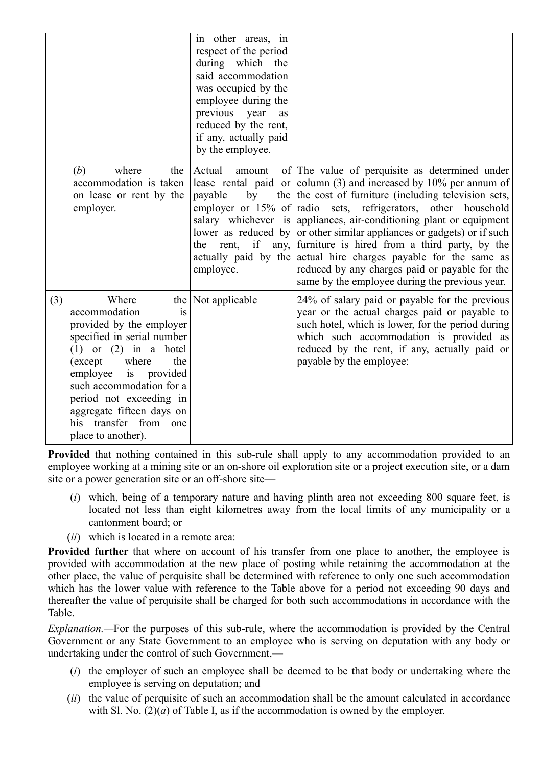| | | | |
|---|---|---|---|
| | | in other areas, in respect of the period during which the said accommodation was occupied by the employee during the previous year as reduced by the rent, if any, actually paid by the employee. | |
| | (*b*) where the accommodation is taken on lease or rent by the employer. | Actual amount of lease rental paid or payable by the employer or 15% of salary whichever is lower as reduced by the rent, if any, actually paid by the employee. | The value of perquisite as determined under column (3) and increased by 10% per annum of the cost of furniture (including television sets, radio sets, refrigerators, other household appliances, air-conditioning plant or equipment or other similar appliances or gadgets) or if such furniture is hired from a third party, by the actual hire charges payable for the same as reduced by any charges paid or payable for the same by the employee during the previous year. |
| (3) | Where the accommodation is provided by the employer specified in serial number (1) or (2) in a hotel (except where the employee is provided such accommodation for a period not exceeding in aggregate fifteen days on his transfer from one place to another). | Not applicable | 24% of salary paid or payable for the previous year or the actual charges paid or payable to such hotel, which is lower, for the period during which such accommodation is provided as reduced by the rent, if any, actually paid or payable by the employee: |

**Provided** that nothing contained in this sub-rule shall apply to any accommodation provided to an employee working at a mining site or an on-shore oil exploration site or a project execution site, or a dam site or a power generation site or an off-shore site—

(*i*) which, being of a temporary nature and having plinth area not exceeding 800 square feet, is located not less than eight kilometres away from the local limits of any municipality or a cantonment board; or

(*ii*) which is located in a remote area:

**Provided further** that where on account of his transfer from one place to another, the employee is provided with accommodation at the new place of posting while retaining the accommodation at the other place, the value of perquisite shall be determined with reference to only one such accommodation which has the lower value with reference to the Table above for a period not exceeding 90 days and thereafter the value of perquisite shall be charged for both such accommodations in accordance with the Table.

*Explanation.*—For the purposes of this sub-rule, where the accommodation is provided by the Central Government or any State Government to an employee who is serving on deputation with any body or undertaking under the control of such Government,—

(*i*) the employer of such an employee shall be deemed to be that body or undertaking where the employee is serving on deputation; and

(*ii*) the value of perquisite of such an accommodation shall be the amount calculated in accordance with Sl. No. (2)(*a*) of Table I, as if the accommodation is owned by the employer.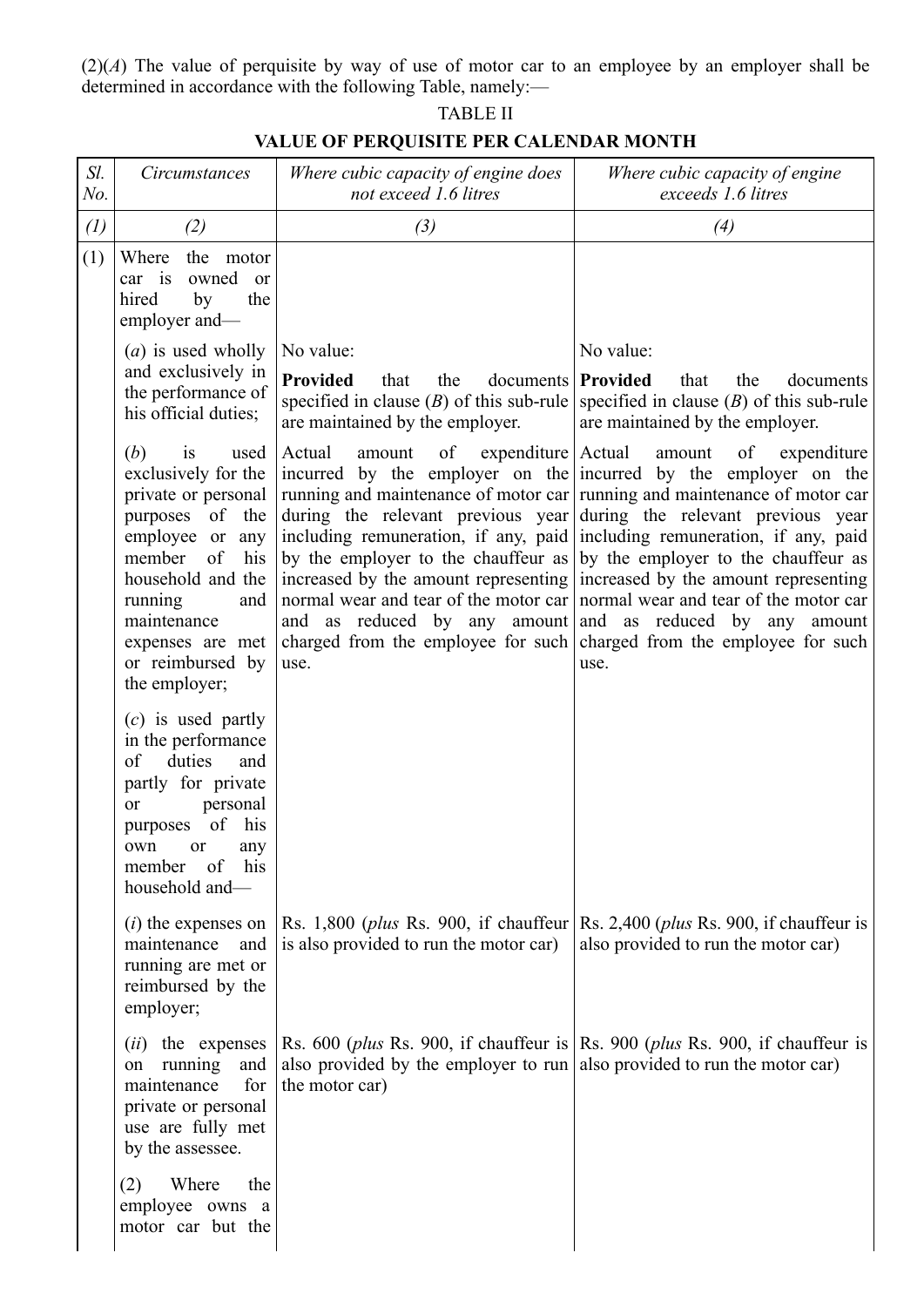(2)(*A*) The value of perquisite by way of use of motor car to an employee by an employer shall be determined in accordance with the following Table, namely:—

TABLE II

**VALUE OF PERQUISITE PER CALENDAR MONTH**

| *Sl. No.* | *Circumstances* | *Where cubic capacity of engine does not exceed 1.6 litres* | *Where cubic capacity of engine exceeds 1.6 litres* |
|---|---|---|---|
| *(1)* | *(2)* | *(3)* | *(4)* |
| (1) | Where the motor car is owned or hired by the employer and— | | |
| | (*a*) is used wholly and exclusively in the performance of his official duties; | No value: **Provided** that the documents specified in clause (*B*) of this sub-rule are maintained by the employer. | No value: **Provided** that the documents specified in clause (*B*) of this sub-rule are maintained by the employer. |
| | (*b*) is used exclusively for the private or personal purposes of the employee or any member of his household and the running and maintenance expenses are met or reimbursed by the employer; | Actual amount of expenditure incurred by the employer on the running and maintenance of motor car during the relevant previous year including remuneration, if any, paid by the employer to the chauffeur as increased by the amount representing normal wear and tear of the motor car and as reduced by any amount charged from the employee for such use. | Actual amount of expenditure incurred by the employer on the running and maintenance of motor car during the relevant previous year including remuneration, if any, paid by the employer to the chauffeur as increased by the amount representing normal wear and tear of the motor car and as reduced by any amount charged from the employee for such use. |
| | (*c*) is used partly in the performance of duties and partly for private or personal purposes of his own or any member of his household and— | | |
| | (*i*) the expenses on maintenance and running are met or reimbursed by the employer; | Rs. 1,800 (*plus* Rs. 900, if chauffeur is also provided to run the motor car) | Rs. 2,400 (*plus* Rs. 900, if chauffeur is also provided to run the motor car) |
| | (*ii*) the expenses on running and maintenance for private or personal use are fully met by the assessee. | Rs. 600 (*plus* Rs. 900, if chauffeur is also provided by the employer to run the motor car) | Rs. 900 (*plus* Rs. 900, if chauffeur is also provided to run the motor car) |
| | (2) Where the employee owns a motor car but the | | |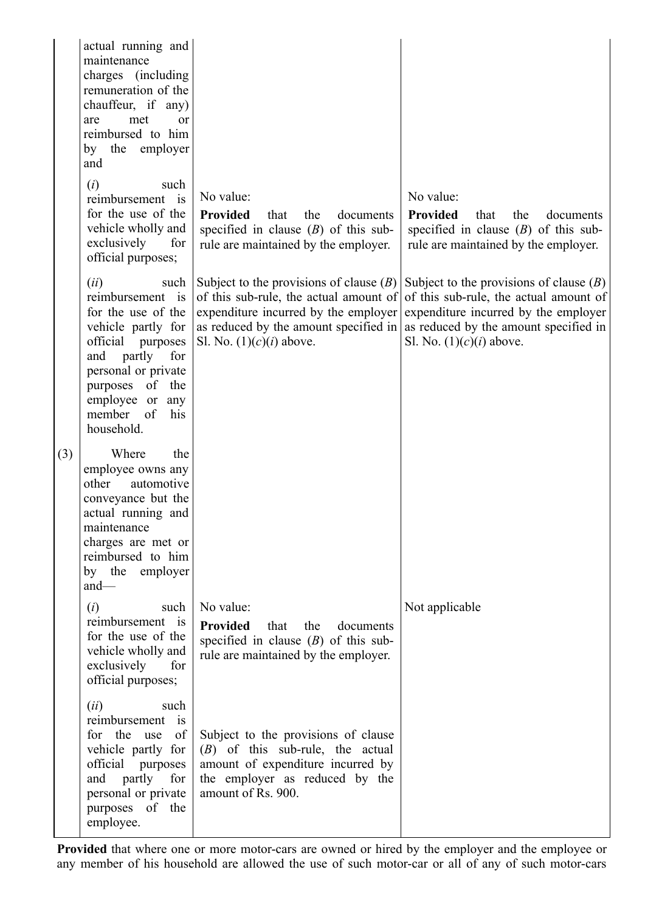| | | | |
|---|---|---|---|
| | actual running and maintenance charges (including remuneration of the chauffeur, if any) are met or reimbursed to him by the employer and | | |
| | (*i*) such reimbursement is for the use of the vehicle wholly and exclusively for official purposes; | No value: **Provided** that the documents specified in clause (*B*) of this sub-rule are maintained by the employer. | No value: **Provided** that the documents specified in clause (*B*) of this sub-rule are maintained by the employer. |
| | (*ii*) such reimbursement is for the use of the vehicle partly for official purposes and partly for personal or private purposes of the employee or any member of his household. | Subject to the provisions of clause (*B*) of this sub-rule, the actual amount of expenditure incurred by the employer as reduced by the amount specified in Sl. No. (1)(*c*)(*i*) above. | Subject to the provisions of clause (*B*) of this sub-rule, the actual amount of expenditure incurred by the employer as reduced by the amount specified in Sl. No. (1)(*c*)(*i*) above. |
| (3) | Where the employee owns any other automotive conveyance but the actual running and maintenance charges are met or reimbursed to him by the employer and— | | |
| | (*i*) such reimbursement is for the use of the vehicle wholly and exclusively for official purposes; | No value: **Provided** that the documents specified in clause (*B*) of this sub-rule are maintained by the employer. | Not applicable |
| | (*ii*) such reimbursement is for the use of vehicle partly for official purposes and partly for personal or private purposes of the employee. | Subject to the provisions of clause (*B*) of this sub-rule, the actual amount of expenditure incurred by the employer as reduced by the amount of Rs. 900. | |

**Provided** that where one or more motor-cars are owned or hired by the employer and the employee or any member of his household are allowed the use of such motor-car or all of any of such motor-cars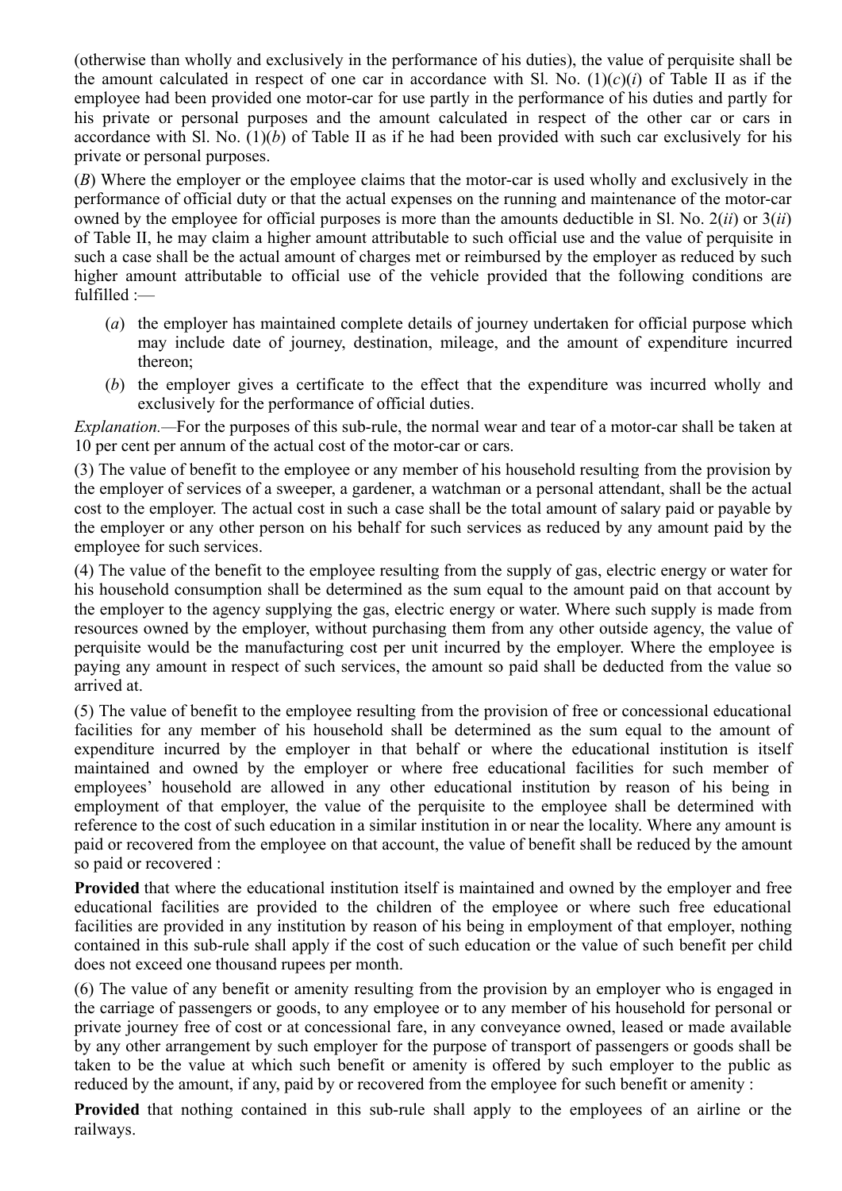(otherwise than wholly and exclusively in the performance of his duties), the value of perquisite shall be the amount calculated in respect of one car in accordance with Sl. No. (1)(*c*)(*i*) of Table II as if the employee had been provided one motor-car for use partly in the performance of his duties and partly for his private or personal purposes and the amount calculated in respect of the other car or cars in accordance with Sl. No. (1)(*b*) of Table II as if he had been provided with such car exclusively for his private or personal purposes.

(*B*) Where the employer or the employee claims that the motor-car is used wholly and exclusively in the performance of official duty or that the actual expenses on the running and maintenance of the motor-car owned by the employee for official purposes is more than the amounts deductible in Sl. No. 2(*ii*) or 3(*ii*) of Table II, he may claim a higher amount attributable to such official use and the value of perquisite in such a case shall be the actual amount of charges met or reimbursed by the employer as reduced by such higher amount attributable to official use of the vehicle provided that the following conditions are fulfilled :—

(*a*) the employer has maintained complete details of journey undertaken for official purpose which may include date of journey, destination, mileage, and the amount of expenditure incurred thereon;

(*b*) the employer gives a certificate to the effect that the expenditure was incurred wholly and exclusively for the performance of official duties.

*Explanation.*—For the purposes of this sub-rule, the normal wear and tear of a motor-car shall be taken at 10 per cent per annum of the actual cost of the motor-car or cars.

(3) The value of benefit to the employee or any member of his household resulting from the provision by the employer of services of a sweeper, a gardener, a watchman or a personal attendant, shall be the actual cost to the employer. The actual cost in such a case shall be the total amount of salary paid or payable by the employer or any other person on his behalf for such services as reduced by any amount paid by the employee for such services.

(4) The value of the benefit to the employee resulting from the supply of gas, electric energy or water for his household consumption shall be determined as the sum equal to the amount paid on that account by the employer to the agency supplying the gas, electric energy or water. Where such supply is made from resources owned by the employer, without purchasing them from any other outside agency, the value of perquisite would be the manufacturing cost per unit incurred by the employer. Where the employee is paying any amount in respect of such services, the amount so paid shall be deducted from the value so arrived at.

(5) The value of benefit to the employee resulting from the provision of free or concessional educational facilities for any member of his household shall be determined as the sum equal to the amount of expenditure incurred by the employer in that behalf or where the educational institution is itself maintained and owned by the employer or where free educational facilities for such member of employees' household are allowed in any other educational institution by reason of his being in employment of that employer, the value of the perquisite to the employee shall be determined with reference to the cost of such education in a similar institution in or near the locality. Where any amount is paid or recovered from the employee on that account, the value of benefit shall be reduced by the amount so paid or recovered :

**Provided** that where the educational institution itself is maintained and owned by the employer and free educational facilities are provided to the children of the employee or where such free educational facilities are provided in any institution by reason of his being in employment of that employer, nothing contained in this sub-rule shall apply if the cost of such education or the value of such benefit per child does not exceed one thousand rupees per month.

(6) The value of any benefit or amenity resulting from the provision by an employer who is engaged in the carriage of passengers or goods, to any employee or to any member of his household for personal or private journey free of cost or at concessional fare, in any conveyance owned, leased or made available by any other arrangement by such employer for the purpose of transport of passengers or goods shall be taken to be the value at which such benefit or amenity is offered by such employer to the public as reduced by the amount, if any, paid by or recovered from the employee for such benefit or amenity :

**Provided** that nothing contained in this sub-rule shall apply to the employees of an airline or the railways.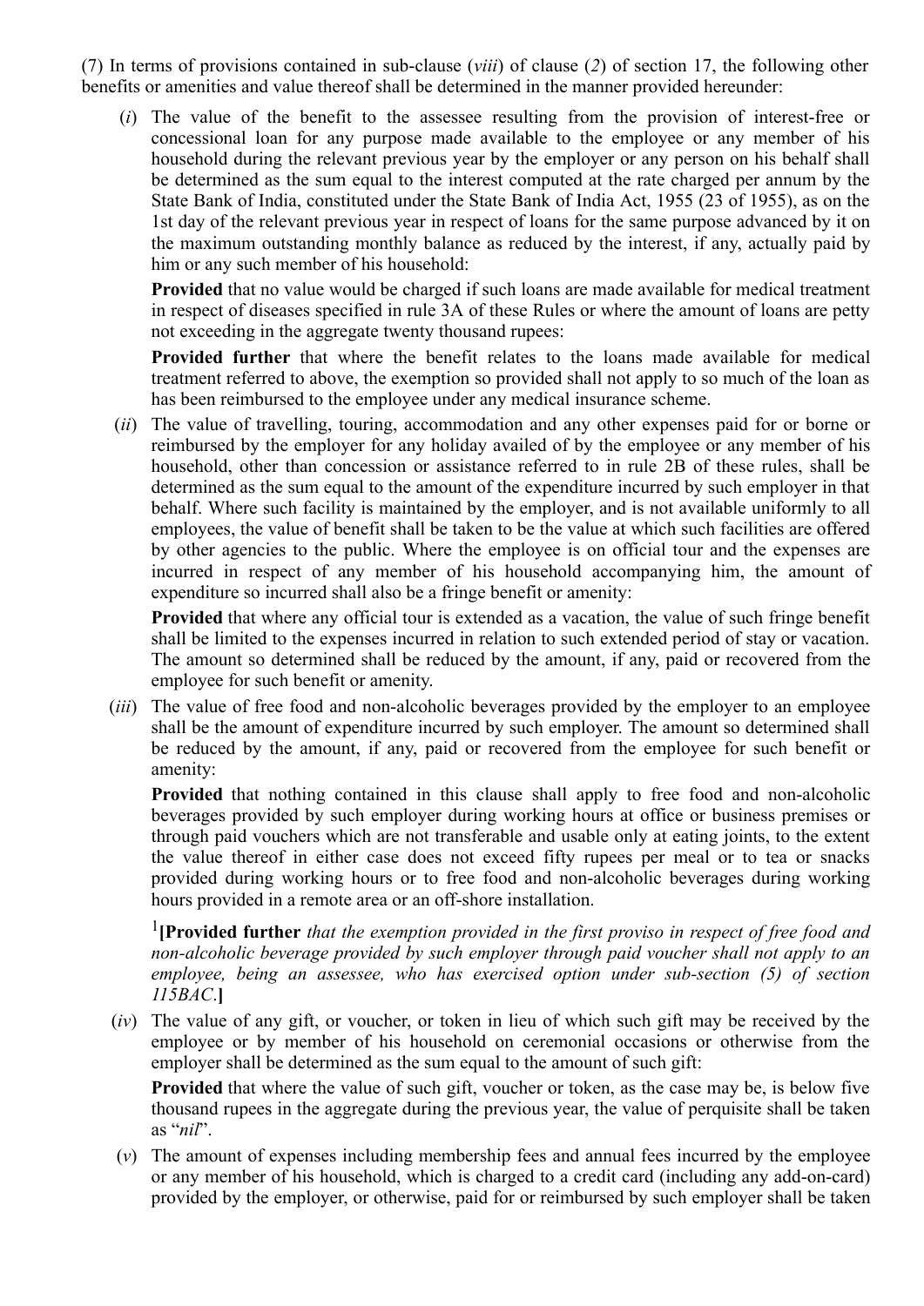(7) In terms of provisions contained in sub-clause (*viii*) of clause (*2*) of section 17, the following other benefits or amenities and value thereof shall be determined in the manner provided hereunder:

(*i*) The value of the benefit to the assessee resulting from the provision of interest-free or concessional loan for any purpose made available to the employee or any member of his household during the relevant previous year by the employer or any person on his behalf shall be determined as the sum equal to the interest computed at the rate charged per annum by the State Bank of India, constituted under the State Bank of India Act, 1955 (23 of 1955), as on the 1st day of the relevant previous year in respect of loans for the same purpose advanced by it on the maximum outstanding monthly balance as reduced by the interest, if any, actually paid by him or any such member of his household:

**Provided** that no value would be charged if such loans are made available for medical treatment in respect of diseases specified in rule 3A of these Rules or where the amount of loans are petty not exceeding in the aggregate twenty thousand rupees:

**Provided further** that where the benefit relates to the loans made available for medical treatment referred to above, the exemption so provided shall not apply to so much of the loan as has been reimbursed to the employee under any medical insurance scheme.

(*ii*) The value of travelling, touring, accommodation and any other expenses paid for or borne or reimbursed by the employer for any holiday availed of by the employee or any member of his household, other than concession or assistance referred to in rule 2B of these rules, shall be determined as the sum equal to the amount of the expenditure incurred by such employer in that behalf. Where such facility is maintained by the employer, and is not available uniformly to all employees, the value of benefit shall be taken to be the value at which such facilities are offered by other agencies to the public. Where the employee is on official tour and the expenses are incurred in respect of any member of his household accompanying him, the amount of expenditure so incurred shall also be a fringe benefit or amenity:

**Provided** that where any official tour is extended as a vacation, the value of such fringe benefit shall be limited to the expenses incurred in relation to such extended period of stay or vacation. The amount so determined shall be reduced by the amount, if any, paid or recovered from the employee for such benefit or amenity.

(*iii*) The value of free food and non-alcoholic beverages provided by the employer to an employee shall be the amount of expenditure incurred by such employer. The amount so determined shall be reduced by the amount, if any, paid or recovered from the employee for such benefit or amenity:

**Provided** that nothing contained in this clause shall apply to free food and non-alcoholic beverages provided by such employer during working hours at office or business premises or through paid vouchers which are not transferable and usable only at eating joints, to the extent the value thereof in either case does not exceed fifty rupees per meal or to tea or snacks provided during working hours or to free food and non-alcoholic beverages during working hours provided in a remote area or an off-shore installation.

[1]**[Provided further** *that the exemption provided in the first proviso in respect of free food and non-alcoholic beverage provided by such employer through paid voucher shall not apply to an employee, being an assessee, who has exercised option under sub-section (5) of section 115BAC.***]**

(*iv*) The value of any gift, or voucher, or token in lieu of which such gift may be received by the employee or by member of his household on ceremonial occasions or otherwise from the employer shall be determined as the sum equal to the amount of such gift:

**Provided** that where the value of such gift, voucher or token, as the case may be, is below five thousand rupees in the aggregate during the previous year, the value of perquisite shall be taken as "*nil*".

(*v*) The amount of expenses including membership fees and annual fees incurred by the employee or any member of his household, which is charged to a credit card (including any add-on-card) provided by the employer, or otherwise, paid for or reimbursed by such employer shall be taken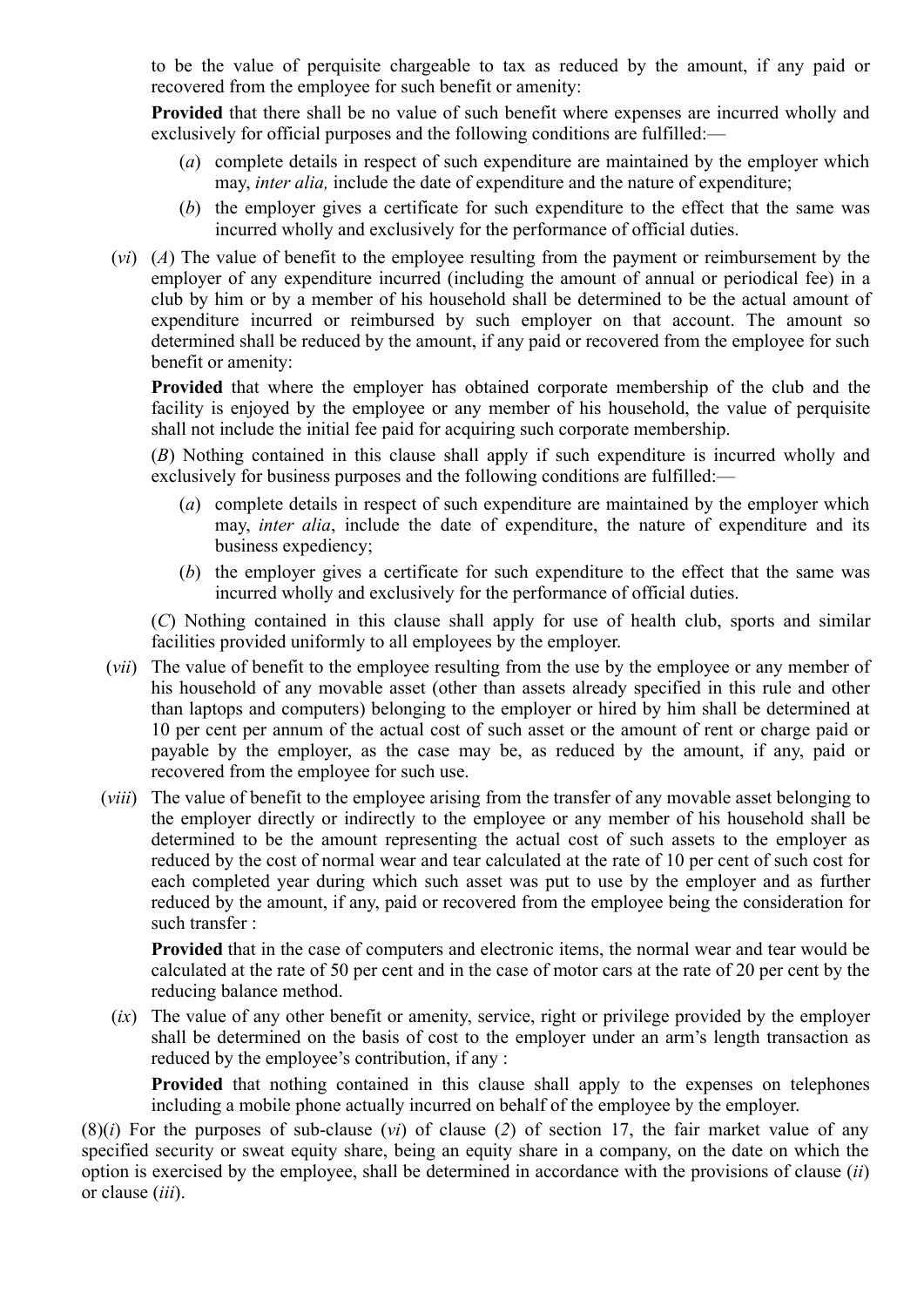to be the value of perquisite chargeable to tax as reduced by the amount, if any paid or recovered from the employee for such benefit or amenity:

**Provided** that there shall be no value of such benefit where expenses are incurred wholly and exclusively for official purposes and the following conditions are fulfilled:—

(*a*) complete details in respect of such expenditure are maintained by the employer which may, *inter alia,* include the date of expenditure and the nature of expenditure;

(*b*) the employer gives a certificate for such expenditure to the effect that the same was incurred wholly and exclusively for the performance of official duties.

(*vi*) (*A*) The value of benefit to the employee resulting from the payment or reimbursement by the employer of any expenditure incurred (including the amount of annual or periodical fee) in a club by him or by a member of his household shall be determined to be the actual amount of expenditure incurred or reimbursed by such employer on that account. The amount so determined shall be reduced by the amount, if any paid or recovered from the employee for such benefit or amenity:

**Provided** that where the employer has obtained corporate membership of the club and the facility is enjoyed by the employee or any member of his household, the value of perquisite shall not include the initial fee paid for acquiring such corporate membership.

(*B*) Nothing contained in this clause shall apply if such expenditure is incurred wholly and exclusively for business purposes and the following conditions are fulfilled:—

(*a*) complete details in respect of such expenditure are maintained by the employer which may, *inter alia*, include the date of expenditure, the nature of expenditure and its business expediency;

(*b*) the employer gives a certificate for such expenditure to the effect that the same was incurred wholly and exclusively for the performance of official duties.

(*C*) Nothing contained in this clause shall apply for use of health club, sports and similar facilities provided uniformly to all employees by the employer.

(*vii*) The value of benefit to the employee resulting from the use by the employee or any member of his household of any movable asset (other than assets already specified in this rule and other than laptops and computers) belonging to the employer or hired by him shall be determined at 10 per cent per annum of the actual cost of such asset or the amount of rent or charge paid or payable by the employer, as the case may be, as reduced by the amount, if any, paid or recovered from the employee for such use.

(*viii*) The value of benefit to the employee arising from the transfer of any movable asset belonging to the employer directly or indirectly to the employee or any member of his household shall be determined to be the amount representing the actual cost of such assets to the employer as reduced by the cost of normal wear and tear calculated at the rate of 10 per cent of such cost for each completed year during which such asset was put to use by the employer and as further reduced by the amount, if any, paid or recovered from the employee being the consideration for such transfer :

**Provided** that in the case of computers and electronic items, the normal wear and tear would be calculated at the rate of 50 per cent and in the case of motor cars at the rate of 20 per cent by the reducing balance method.

(*ix*) The value of any other benefit or amenity, service, right or privilege provided by the employer shall be determined on the basis of cost to the employer under an arm's length transaction as reduced by the employee's contribution, if any :

**Provided** that nothing contained in this clause shall apply to the expenses on telephones including a mobile phone actually incurred on behalf of the employee by the employer.

(8)(*i*) For the purposes of sub-clause (*vi*) of clause (*2*) of section 17, the fair market value of any specified security or sweat equity share, being an equity share in a company, on the date on which the option is exercised by the employee, shall be determined in accordance with the provisions of clause (*ii*) or clause (*iii*).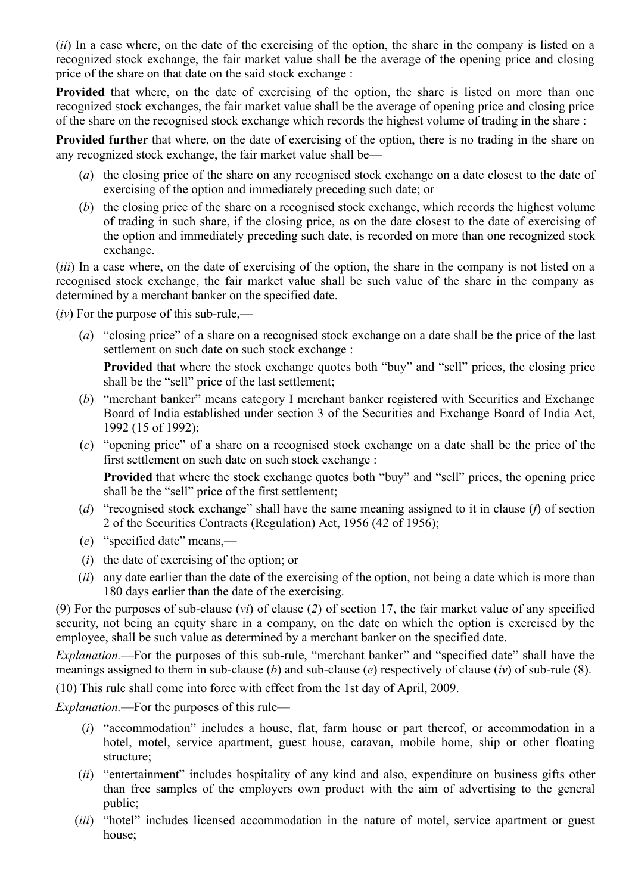(*ii*) In a case where, on the date of the exercising of the option, the share in the company is listed on a recognized stock exchange, the fair market value shall be the average of the opening price and closing price of the share on that date on the said stock exchange :

**Provided** that where, on the date of exercising of the option, the share is listed on more than one recognized stock exchanges, the fair market value shall be the average of opening price and closing price of the share on the recognised stock exchange which records the highest volume of trading in the share :

**Provided further** that where, on the date of exercising of the option, there is no trading in the share on any recognized stock exchange, the fair market value shall be—

(*a*) the closing price of the share on any recognised stock exchange on a date closest to the date of exercising of the option and immediately preceding such date; or

(*b*) the closing price of the share on a recognised stock exchange, which records the highest volume of trading in such share, if the closing price, as on the date closest to the date of exercising of the option and immediately preceding such date, is recorded on more than one recognized stock exchange.

(*iii*) In a case where, on the date of exercising of the option, the share in the company is not listed on a recognised stock exchange, the fair market value shall be such value of the share in the company as determined by a merchant banker on the specified date.

(*iv*) For the purpose of this sub-rule,—

(*a*) "closing price" of a share on a recognised stock exchange on a date shall be the price of the last settlement on such date on such stock exchange :

**Provided** that where the stock exchange quotes both "buy" and "sell" prices, the closing price shall be the "sell" price of the last settlement;

(*b*) "merchant banker" means category I merchant banker registered with Securities and Exchange Board of India established under section 3 of the Securities and Exchange Board of India Act, 1992 (15 of 1992);

(*c*) "opening price" of a share on a recognised stock exchange on a date shall be the price of the first settlement on such date on such stock exchange :

**Provided** that where the stock exchange quotes both "buy" and "sell" prices, the opening price shall be the "sell" price of the first settlement;

(*d*) "recognised stock exchange" shall have the same meaning assigned to it in clause (*f*) of section 2 of the Securities Contracts (Regulation) Act, 1956 (42 of 1956);

(*e*) "specified date" means,—

(*i*) the date of exercising of the option; or

(*ii*) any date earlier than the date of the exercising of the option, not being a date which is more than 180 days earlier than the date of the exercising.

(9) For the purposes of sub-clause (*vi*) of clause (*2*) of section 17, the fair market value of any specified security, not being an equity share in a company, on the date on which the option is exercised by the employee, shall be such value as determined by a merchant banker on the specified date.

*Explanation.*—For the purposes of this sub-rule, "merchant banker" and "specified date" shall have the meanings assigned to them in sub-clause (*b*) and sub-clause (*e*) respectively of clause (*iv*) of sub-rule (8).

(10) This rule shall come into force with effect from the 1st day of April, 2009.

*Explanation.*—For the purposes of this rule—

(*i*) "accommodation" includes a house, flat, farm house or part thereof, or accommodation in a hotel, motel, service apartment, guest house, caravan, mobile home, ship or other floating structure;

(*ii*) "entertainment" includes hospitality of any kind and also, expenditure on business gifts other than free samples of the employers own product with the aim of advertising to the general public;

(*iii*) "hotel" includes licensed accommodation in the nature of motel, service apartment or guest house;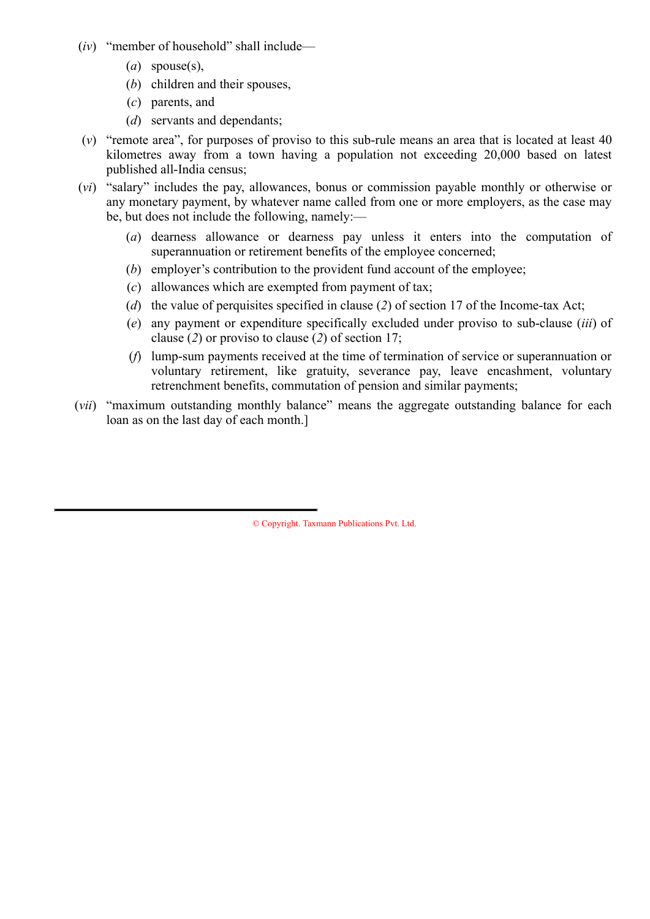(*iv*) "member of household" shall include—

  (*a*) spouse(s),

  (*b*) children and their spouses,

  (*c*) parents, and

  (*d*) servants and dependants;

(*v*) "remote area", for purposes of proviso to this sub-rule means an area that is located at least 40 kilometres away from a town having a population not exceeding 20,000 based on latest published all-India census;

(*vi*) "salary" includes the pay, allowances, bonus or commission payable monthly or otherwise or any monetary payment, by whatever name called from one or more employers, as the case may be, but does not include the following, namely:—

  (*a*) dearness allowance or dearness pay unless it enters into the computation of superannuation or retirement benefits of the employee concerned;

  (*b*) employer's contribution to the provident fund account of the employee;

  (*c*) allowances which are exempted from payment of tax;

  (*d*) the value of perquisites specified in clause (*2*) of section 17 of the Income-tax Act;

  (*e*) any payment or expenditure specifically excluded under proviso to sub-clause (*iii*) of clause (*2*) or proviso to clause (*2*) of section 17;

  (*f*) lump-sum payments received at the time of termination of service or superannuation or voluntary retirement, like gratuity, severance pay, leave encashment, voluntary retrenchment benefits, commutation of pension and similar payments;

(*vii*) "maximum outstanding monthly balance" means the aggregate outstanding balance for each loan as on the last day of each month.]

© Copyright. Taxmann Publications Pvt. Ltd.